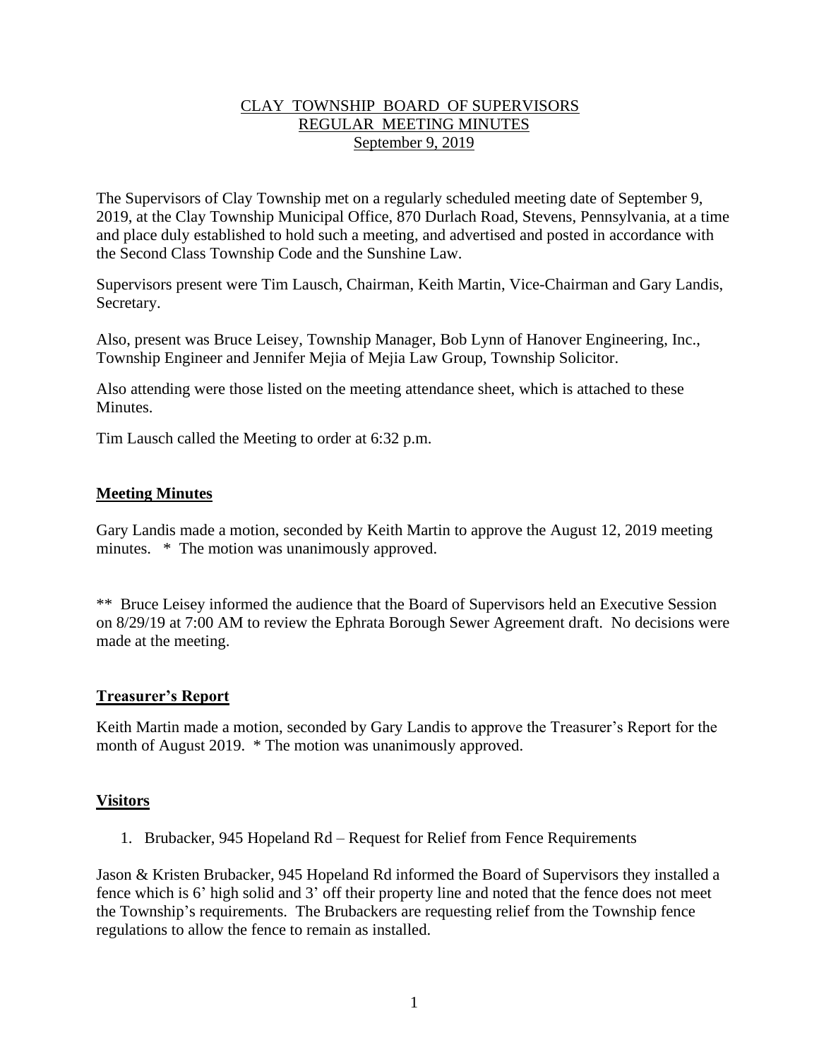# CLAY TOWNSHIP BOARD OF SUPERVISORS
## REGULAR MEETING MINUTES
### September 9, 2019

The Supervisors of Clay Township met on a regularly scheduled meeting date of September 9, 2019, at the Clay Township Municipal Office, 870 Durlach Road, Stevens, Pennsylvania, at a time and place duly established to hold such a meeting, and advertised and posted in accordance with the Second Class Township Code and the Sunshine Law.

Supervisors present were Tim Lausch, Chairman, Keith Martin, Vice-Chairman and Gary Landis, Secretary.

Also, present was Bruce Leisey, Township Manager, Bob Lynn of Hanover Engineering, Inc., Township Engineer and Jennifer Mejia of Mejia Law Group, Township Solicitor.

Also attending were those listed on the meeting attendance sheet, which is attached to these Minutes.

Tim Lausch called the Meeting to order at 6:32 p.m.

## Meeting Minutes

Gary Landis made a motion, seconded by Keith Martin to approve the August 12, 2019 meeting minutes. * The motion was unanimously approved.

** Bruce Leisey informed the audience that the Board of Supervisors held an Executive Session on 8/29/19 at 7:00 AM to review the Ephrata Borough Sewer Agreement draft. No decisions were made at the meeting.

## Treasurer's Report

Keith Martin made a motion, seconded by Gary Landis to approve the Treasurer's Report for the month of August 2019. * The motion was unanimously approved.

## Visitors

1. Brubacker, 945 Hopeland Rd – Request for Relief from Fence Requirements

Jason & Kristen Brubacker, 945 Hopeland Rd informed the Board of Supervisors they installed a fence which is 6' high solid and 3' off their property line and noted that the fence does not meet the Township's requirements. The Brubackers are requesting relief from the Township fence regulations to allow the fence to remain as installed.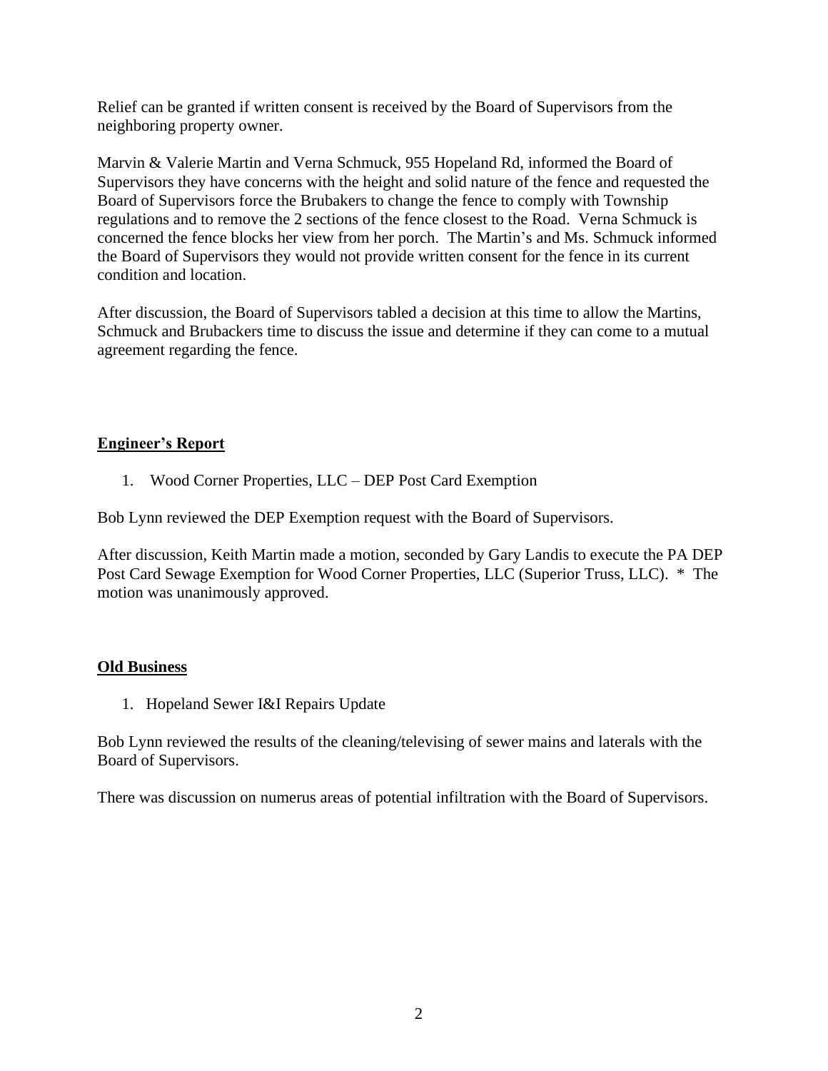Relief can be granted if written consent is received by the Board of Supervisors from the neighboring property owner.

Marvin & Valerie Martin and Verna Schmuck, 955 Hopeland Rd, informed the Board of Supervisors they have concerns with the height and solid nature of the fence and requested the Board of Supervisors force the Brubakers to change the fence to comply with Township regulations and to remove the 2 sections of the fence closest to the Road. Verna Schmuck is concerned the fence blocks her view from her porch. The Martin's and Ms. Schmuck informed the Board of Supervisors they would not provide written consent for the fence in its current condition and location.

After discussion, the Board of Supervisors tabled a decision at this time to allow the Martins, Schmuck and Brubackers time to discuss the issue and determine if they can come to a mutual agreement regarding the fence.

**Engineer's Report**

1. Wood Corner Properties, LLC – DEP Post Card Exemption

Bob Lynn reviewed the DEP Exemption request with the Board of Supervisors.

After discussion, Keith Martin made a motion, seconded by Gary Landis to execute the PA DEP Post Card Sewage Exemption for Wood Corner Properties, LLC (Superior Truss, LLC). * The motion was unanimously approved.

**Old Business**

1. Hopeland Sewer I&I Repairs Update

Bob Lynn reviewed the results of the cleaning/televising of sewer mains and laterals with the Board of Supervisors.

There was discussion on numerus areas of potential infiltration with the Board of Supervisors.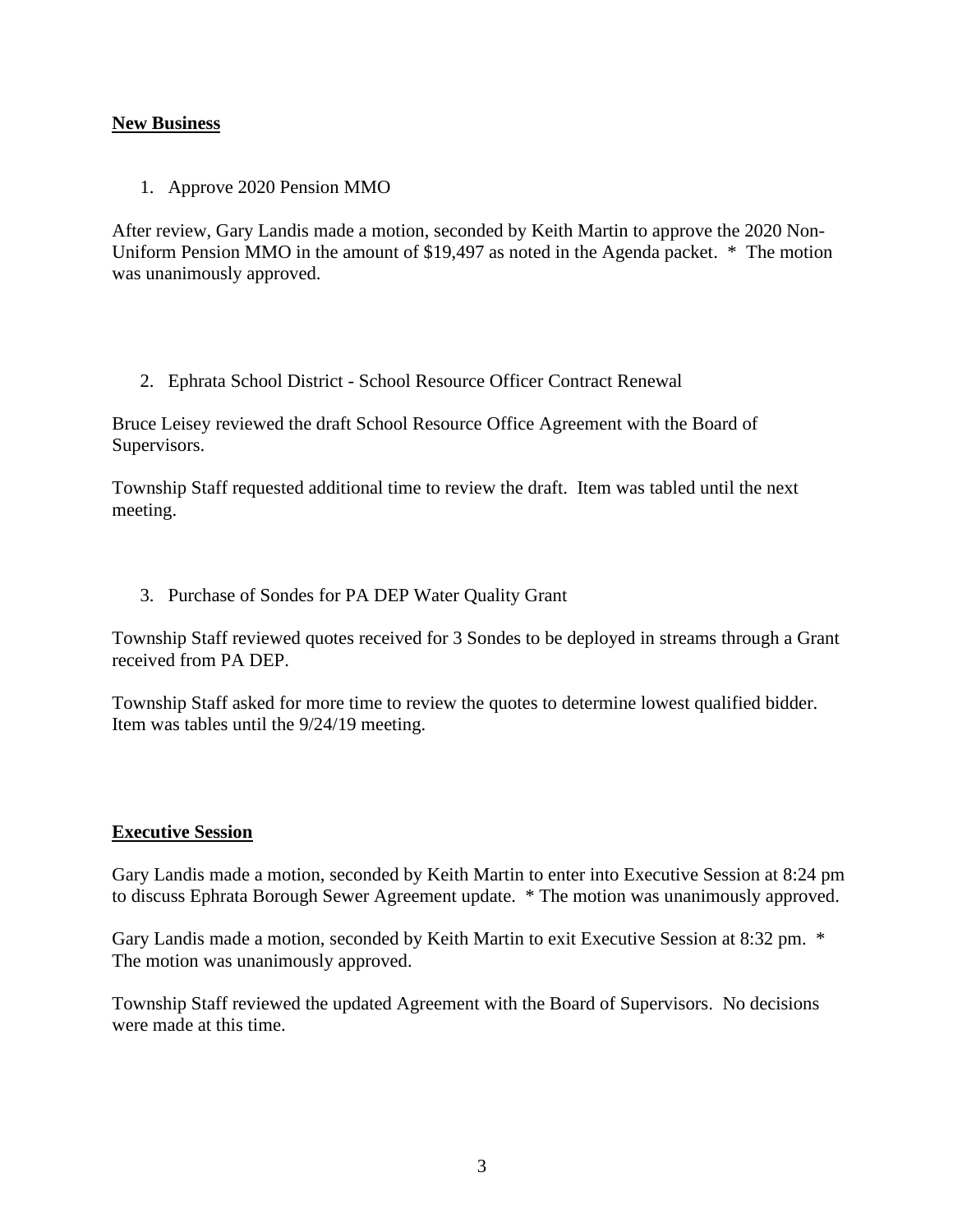**New Business**

1. Approve 2020 Pension MMO

After review, Gary Landis made a motion, seconded by Keith Martin to approve the 2020 Non-Uniform Pension MMO in the amount of $19,497 as noted in the Agenda packet. * The motion was unanimously approved.

2. Ephrata School District - School Resource Officer Contract Renewal

Bruce Leisey reviewed the draft School Resource Office Agreement with the Board of Supervisors.

Township Staff requested additional time to review the draft. Item was tabled until the next meeting.

3. Purchase of Sondes for PA DEP Water Quality Grant

Township Staff reviewed quotes received for 3 Sondes to be deployed in streams through a Grant received from PA DEP.

Township Staff asked for more time to review the quotes to determine lowest qualified bidder. Item was tables until the 9/24/19 meeting.

**Executive Session**

Gary Landis made a motion, seconded by Keith Martin to enter into Executive Session at 8:24 pm to discuss Ephrata Borough Sewer Agreement update. * The motion was unanimously approved.

Gary Landis made a motion, seconded by Keith Martin to exit Executive Session at 8:32 pm. * The motion was unanimously approved.

Township Staff reviewed the updated Agreement with the Board of Supervisors. No decisions were made at this time.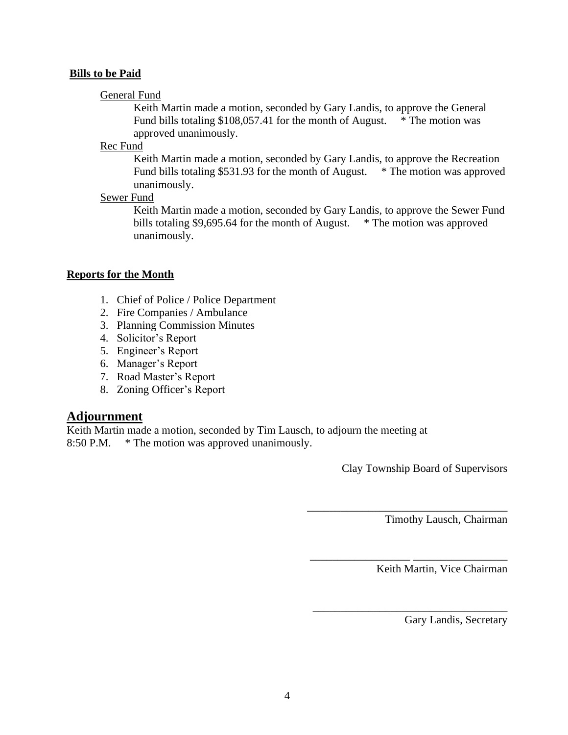**Bills to be Paid**

General Fund

Keith Martin made a motion, seconded by Gary Landis, to approve the General Fund bills totaling $108,057.41 for the month of August. * The motion was approved unanimously.

Rec Fund

Keith Martin made a motion, seconded by Gary Landis, to approve the Recreation Fund bills totaling $531.93 for the month of August. * The motion was approved unanimously.

Sewer Fund

Keith Martin made a motion, seconded by Gary Landis, to approve the Sewer Fund bills totaling $9,695.64 for the month of August. * The motion was approved unanimously.

**Reports for the Month**

1. Chief of Police / Police Department
2. Fire Companies / Ambulance
3. Planning Commission Minutes
4. Solicitor's Report
5. Engineer's Report
6. Manager's Report
7. Road Master's Report
8. Zoning Officer's Report

## Adjournment

Keith Martin made a motion, seconded by Tim Lausch, to adjourn the meeting at 8:50 P.M. * The motion was approved unanimously.

Clay Township Board of Supervisors

_____________________________________
Timothy Lausch, Chairman

_____________________________________
Keith Martin, Vice Chairman

_____________________________________
Gary Landis, Secretary